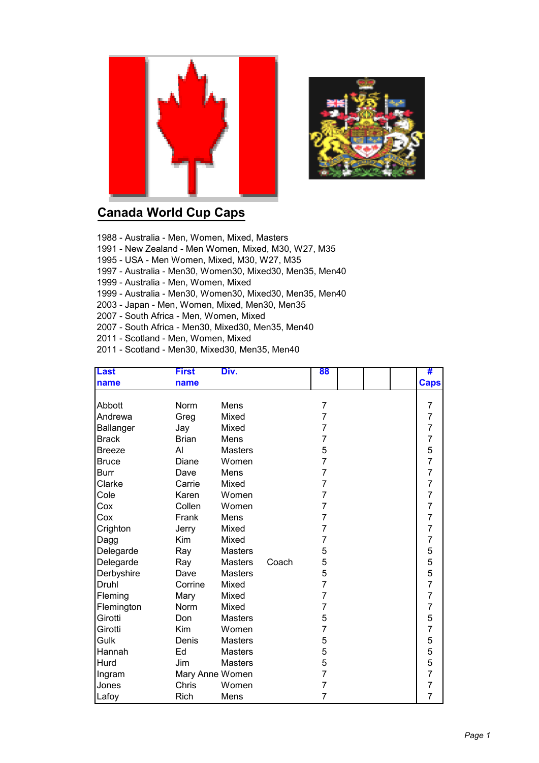## Canada World Cup Caps

1988 - Australia - Men, Women, Mixed, Masters
1991 - New Zealand - Men Women, Mixed, M30, W27, M35
1995 - USA - Men Women, Mixed, M30, W27, M35
1997 - Australia - Men30, Women30, Mixed30, Men35, Men40
1999 - Australia - Men, Women, Mixed
1999 - Australia - Men30, Women30, Mixed30, Men35, Men40
2003 - Japan - Men, Women, Mixed, Men30, Men35
2007 - South Africa - Men, Women, Mixed
2007 - South Africa - Men30, Mixed30, Men35, Men40
2011 - Scotland - Men, Women, Mixed
2011 - Scotland - Men30, Mixed30, Men35, Men40

| Last name | First name | Div. | | 88 | | | | # Caps |
|---|---|---|---|---|---|---|---|---|
| Abbott | Norm | Mens | | 7 | | | | 7 |
| Andrewa | Greg | Mixed | | 7 | | | | 7 |
| Ballanger | Jay | Mixed | | 7 | | | | 7 |
| Brack | Brian | Mens | | 7 | | | | 7 |
| Breeze | Al | Masters | | 5 | | | | 5 |
| Bruce | Diane | Women | | 7 | | | | 7 |
| Burr | Dave | Mens | | 7 | | | | 7 |
| Clarke | Carrie | Mixed | | 7 | | | | 7 |
| Cole | Karen | Women | | 7 | | | | 7 |
| Cox | Collen | Women | | 7 | | | | 7 |
| Cox | Frank | Mens | | 7 | | | | 7 |
| Crighton | Jerry | Mixed | | 7 | | | | 7 |
| Dagg | Kim | Mixed | | 7 | | | | 7 |
| Delegarde | Ray | Masters | | 5 | | | | 5 |
| Delegarde | Ray | Masters | Coach | 5 | | | | 5 |
| Derbyshire | Dave | Masters | | 5 | | | | 5 |
| Druhl | Corrine | Mixed | | 7 | | | | 7 |
| Fleming | Mary | Mixed | | 7 | | | | 7 |
| Flemington | Norm | Mixed | | 7 | | | | 7 |
| Girotti | Don | Masters | | 5 | | | | 5 |
| Girotti | Kim | Women | | 7 | | | | 7 |
| Gulk | Denis | Masters | | 5 | | | | 5 |
| Hannah | Ed | Masters | | 5 | | | | 5 |
| Hurd | Jim | Masters | | 5 | | | | 5 |
| Ingram | Mary Anne | Women | | 7 | | | | 7 |
| Jones | Chris | Women | | 7 | | | | 7 |
| Lafoy | Rich | Mens | | 7 | | | | 7 |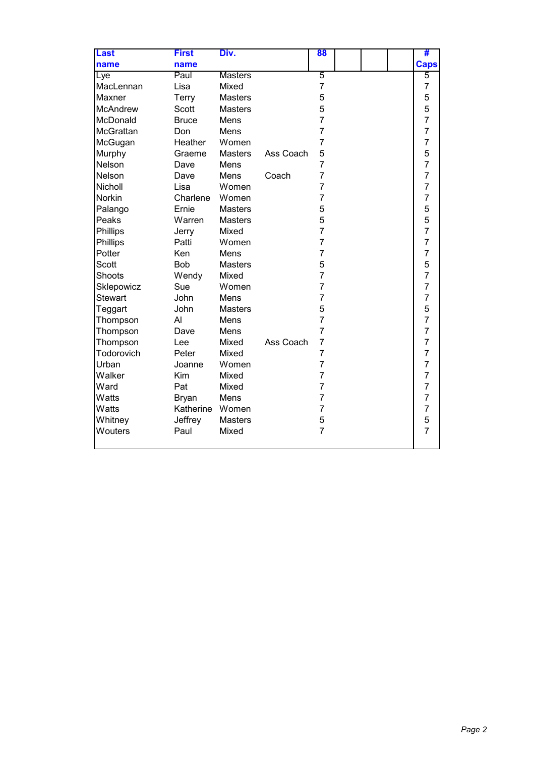| Last name | First name | Div. | | 88 | | | # Caps |
|---|---|---|---|---|---|---|---|
| Lye | Paul | Masters | | 5 | | | 5 |
| MacLennan | Lisa | Mixed | | 7 | | | 7 |
| Maxner | Terry | Masters | | 5 | | | 5 |
| McAndrew | Scott | Masters | | 5 | | | 5 |
| McDonald | Bruce | Mens | | 7 | | | 7 |
| McGrattan | Don | Mens | | 7 | | | 7 |
| McGugan | Heather | Women | | 7 | | | 7 |
| Murphy | Graeme | Masters | Ass Coach | 5 | | | 5 |
| Nelson | Dave | Mens | | 7 | | | 7 |
| Nelson | Dave | Mens | Coach | 7 | | | 7 |
| Nicholl | Lisa | Women | | 7 | | | 7 |
| Norkin | Charlene | Women | | 7 | | | 7 |
| Palango | Ernie | Masters | | 5 | | | 5 |
| Peaks | Warren | Masters | | 5 | | | 5 |
| Phillips | Jerry | Mixed | | 7 | | | 7 |
| Phillips | Patti | Women | | 7 | | | 7 |
| Potter | Ken | Mens | | 7 | | | 7 |
| Scott | Bob | Masters | | 5 | | | 5 |
| Shoots | Wendy | Mixed | | 7 | | | 7 |
| Sklepowicz | Sue | Women | | 7 | | | 7 |
| Stewart | John | Mens | | 7 | | | 7 |
| Teggart | John | Masters | | 5 | | | 5 |
| Thompson | Al | Mens | | 7 | | | 7 |
| Thompson | Dave | Mens | | 7 | | | 7 |
| Thompson | Lee | Mixed | Ass Coach | 7 | | | 7 |
| Todorovich | Peter | Mixed | | 7 | | | 7 |
| Urban | Joanne | Women | | 7 | | | 7 |
| Walker | Kim | Mixed | | 7 | | | 7 |
| Ward | Pat | Mixed | | 7 | | | 7 |
| Watts | Bryan | Mens | | 7 | | | 7 |
| Watts | Katherine | Women | | 7 | | | 7 |
| Whitney | Jeffrey | Masters | | 5 | | | 5 |
| Wouters | Paul | Mixed | | 7 | | | 7 |